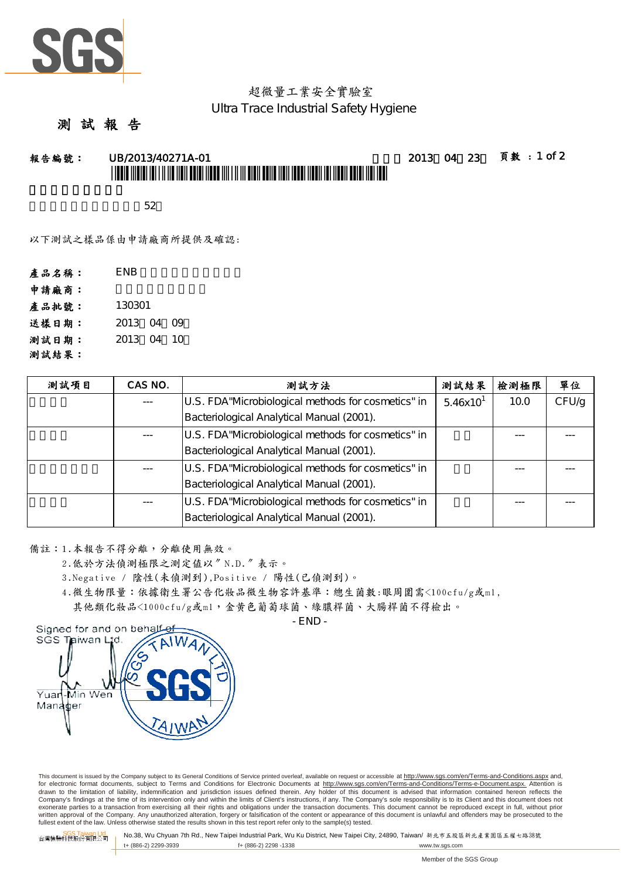超微量工業安全實驗室
Ultra Trace Industrial Safety Hygiene

# 測 試 報 告

**報告編號：** UB/2013/40271A-01　　　2013　04　23　　**頁數**：1 of 2

52

以下測試之樣品係由申請廠商所提供及確認:

**產品名稱：** ENB

**申請廠商：**

**產品批號：** 130301

**送樣日期：** 2013　04　09

**測試日期：** 2013　04　10

**測試結果：**

| 測試項目 | CAS NO. | 測試方法 | 測試結果 | 檢測極限 | 單位 |
|---|---|---|---|---|---|
| | --- | U.S. FDA"Microbiological methods for cosmetics" in Bacteriological Analytical Manual (2001). | $5.46x10^1$ | 10.0 | CFU/g |
| | --- | U.S. FDA"Microbiological methods for cosmetics" in Bacteriological Analytical Manual (2001). | | --- | --- |
| | --- | U.S. FDA"Microbiological methods for cosmetics" in Bacteriological Analytical Manual (2001). | | --- | --- |
| | --- | U.S. FDA"Microbiological methods for cosmetics" in Bacteriological Analytical Manual (2001). | | --- | --- |

備註：1.本報告不得分離，分離使用無效。

2.低於方法偵測極限之測定值以〞N.D.〞表示。

3.Negative / 陰性(未偵測到),Positive / 陽性(已偵測到)。

4.微生物限量：依據衛生署公告化妝品微生物容許基準：總生菌數:眼周圍需<100cfu/g或ml,
其他類化妝品<1000cfu/g或ml，金黃色葡萄球菌、綠膿桿菌、大腸桿菌不得檢出。

- END -

Signed for and on behalf of
SGS Taiwan Ltd.

Yuan-Min Wen
Manager

This document is issued by the Company subject to its General Conditions of Service printed overleaf, available on request or accessible at http://www.sgs.com/en/Terms-and-Conditions.aspx and, for electronic format documents, subject to Terms and Conditions for Electronic Documents at http://www.sgs.com/en/Terms-and-Conditions/Terms-e-Document.aspx. Attention is drawn to the limitation of liability, indemnification and jurisdiction issues defined therein. Any holder of this document is advised that information contained hereon reflects the Company's findings at the time of its intervention only and within the limits of Client's instructions, if any. The Company's sole responsibility is to its Client and this document does not exonerate parties to a transaction from exercising all their rights and obligations under the transaction documents. This document cannot be reproduced except in full, without prior written approval of the Company. Any unauthorized alteration, forgery or falsification of the content or appearance of this document is unlawful and offenders may be prosecuted to the fullest extent of the law. Unless otherwise stated the results shown in this test report refer only to the sample(s) tested.

SGS Taiwan Ltd. 台灣檢驗科技股份有限公司　No.38, Wu Chyuan 7th Rd., New Taipei Industrial Park, Wu Ku District, New Taipei City, 24890, Taiwan/ 新北市五股區新北產業園區五權七路38號

t+ (886-2) 2299-3939　f+ (886-2) 2298 -1338　www.tw.sgs.com

Member of the SGS Group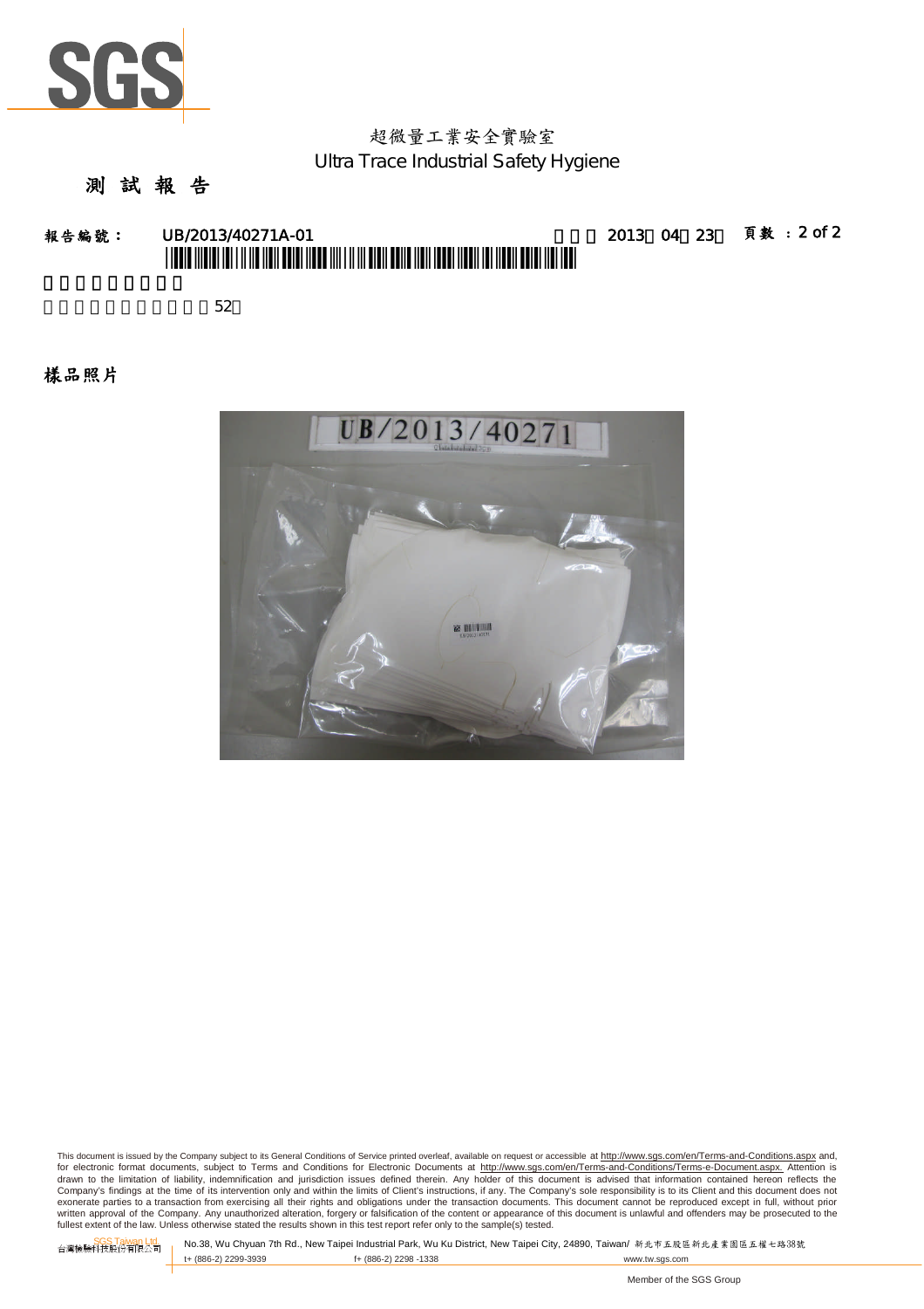超微量工業安全實驗室
Ultra Trace Industrial Safety Hygiene

# 測 試 報 告

報告編號： UB/2013/40271A-01 2013 04 23 頁數 ：2 of 2

52

## 樣品照片

This document is issued by the Company subject to its General Conditions of Service printed overleaf, available on request or accessible at http://www.sgs.com/en/Terms-and-Conditions.aspx and, for electronic format documents, subject to Terms and Conditions for Electronic Documents at http://www.sgs.com/en/Terms-and-Conditions/Terms-e-Document.aspx. Attention is drawn to the limitation of liability, indemnification and jurisdiction issues defined therein. Any holder of this document is advised that information contained hereon reflects the Company's findings at the time of its intervention only and within the limits of Client's instructions, if any. The Company's sole responsibility is to its Client and this document does not exonerate parties to a transaction from exercising all their rights and obligations under the transaction documents. This document cannot be reproduced except in full, without prior written approval of the Company. Any unauthorized alteration, forgery or falsification of the content or appearance of this document is unlawful and offenders may be prosecuted to the fullest extent of the law. Unless otherwise stated the results shown in this test report refer only to the sample(s) tested.

SGS Taiwan Ltd. 台灣檢驗科技股份有限公司 No.38, Wu Chyuan 7th Rd., New Taipei Industrial Park, Wu Ku District, New Taipei City, 24890, Taiwan/ 新北市五股區新北產業園區五權七路38號
t+ (886-2) 2299-3939 f+ (886-2) 2298 -1338 www.tw.sgs.com

Member of the SGS Group